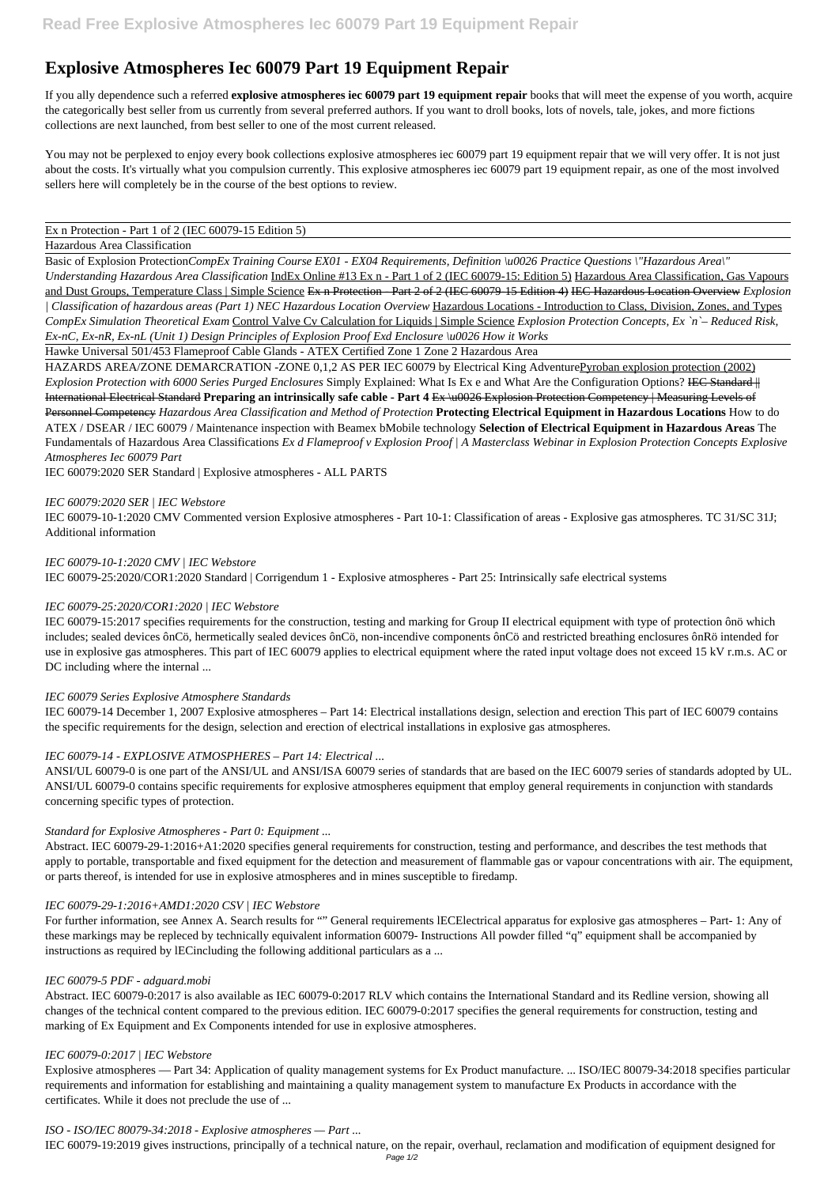# Explosive Atmospheres Iec 60079 Part 19 Equipment Repair

If you ally dependence such a referred **explosive atmospheres iec 60079 part 19 equipment repair** books that will meet the expense of you worth, acquire the categorically best seller from us currently from several preferred authors. If you want to droll books, lots of novels, tale, jokes, and more fictions collections are next launched, from best seller to one of the most current released.

You may not be perplexed to enjoy every book collections explosive atmospheres iec 60079 part 19 equipment repair that we will very offer. It is not just about the costs. It's virtually what you compulsion currently. This explosive atmospheres iec 60079 part 19 equipment repair, as one of the most involved sellers here will completely be in the course of the best options to review.

Ex n Protection - Part 1 of 2 (IEC 60079-15 Edition 5)

Hazardous Area Classification

Basic of Explosion Protection*CompEx Training Course EX01 - EX04 Requirements, Definition \u0026 Practice Questions \"Hazardous Area\" Understanding Hazardous Area Classification* IndEx Online #13 Ex n - Part 1 of 2 (IEC 60079-15: Edition 5) Hazardous Area Classification, Gas Vapours and Dust Groups, Temperature Class | Simple Science ~~Ex n Protection - Part 2 of 2 (IEC 60079-15 Edition 4)~~ ~~IEC Hazardous Location Overview~~ *Explosion | Classification of hazardous areas (Part 1) NEC Hazardous Location Overview* Hazardous Locations - Introduction to Class, Division, Zones, and Types *CompEx Simulation Theoretical Exam* Control Valve Cv Calculation for Liquids | Simple Science *Explosion Protection Concepts, Ex `n`– Reduced Risk, Ex-nC, Ex-nR, Ex-nL (Unit 1) Design Principles of Explosion Proof Exd Enclosure \u0026 How it Works*

Hawke Universal 501/453 Flameproof Cable Glands - ATEX Certified Zone 1 Zone 2 Hazardous Area

HAZARDS AREA/ZONE DEMARCRATION -ZONE 0,1,2 AS PER IEC 60079 by Electrical King AdventurePyroban explosion protection (2002) *Explosion Protection with 6000 Series Purged Enclosures* Simply Explained: What Is Ex e and What Are the Configuration Options? ~~IEC Standard || International Electrical Standard~~ **Preparing an intrinsically safe cable - Part 4** ~~Ex \u0026 Explosion Protection Competency | Measuring Levels of Personnel Competency~~ *Hazardous Area Classification and Method of Protection* **Protecting Electrical Equipment in Hazardous Locations** How to do ATEX / DSEAR / IEC 60079 / Maintenance inspection with Beamex bMobile technology **Selection of Electrical Equipment in Hazardous Areas** The Fundamentals of Hazardous Area Classifications *Ex d Flameproof v Explosion Proof | A Masterclass Webinar in Explosion Protection Concepts Explosive Atmospheres Iec 60079 Part*

IEC 60079:2020 SER Standard | Explosive atmospheres - ALL PARTS

*IEC 60079:2020 SER | IEC Webstore*

IEC 60079-10-1:2020 CMV Commented version Explosive atmospheres - Part 10-1: Classification of areas - Explosive gas atmospheres. TC 31/SC 31J; Additional information

*IEC 60079-10-1:2020 CMV | IEC Webstore*

IEC 60079-25:2020/COR1:2020 Standard | Corrigendum 1 - Explosive atmospheres - Part 25: Intrinsically safe electrical systems

*IEC 60079-25:2020/COR1:2020 | IEC Webstore*

IEC 60079-15:2017 specifies requirements for the construction, testing and marking for Group II electrical equipment with type of protection ônö which includes; sealed devices ônCö, hermetically sealed devices ônCö, non-incendive components ônCö and restricted breathing enclosures ônRö intended for use in explosive gas atmospheres. This part of IEC 60079 applies to electrical equipment where the rated input voltage does not exceed 15 kV r.m.s. AC or DC including where the internal ...

*IEC 60079 Series Explosive Atmosphere Standards*

IEC 60079-14 December 1, 2007 Explosive atmospheres – Part 14: Electrical installations design, selection and erection This part of IEC 60079 contains the specific requirements for the design, selection and erection of electrical installations in explosive gas atmospheres.

*IEC 60079-14 - EXPLOSIVE ATMOSPHERES – Part 14: Electrical ...*

ANSI/UL 60079-0 is one part of the ANSI/UL and ANSI/ISA 60079 series of standards that are based on the IEC 60079 series of standards adopted by UL. ANSI/UL 60079-0 contains specific requirements for explosive atmospheres equipment that employ general requirements in conjunction with standards concerning specific types of protection.

*Standard for Explosive Atmospheres - Part 0: Equipment ...*

Abstract. IEC 60079-29-1:2016+A1:2020 specifies general requirements for construction, testing and performance, and describes the test methods that apply to portable, transportable and fixed equipment for the detection and measurement of flammable gas or vapour concentrations with air. The equipment, or parts thereof, is intended for use in explosive atmospheres and in mines susceptible to firedamp.

*IEC 60079-29-1:2016+AMD1:2020 CSV | IEC Webstore*

For further information, see Annex A. Search results for "" General requirements lECElectrical apparatus for explosive gas atmospheres – Part- 1: Any of these markings may be repleced by technically equivalent information 60079- Instructions All powder filled "q" equipment shall be accompanied by instructions as required by lECincluding the following additional particulars as a ...

*IEC 60079-5 PDF - adguard.mobi*

Abstract. IEC 60079-0:2017 is also available as IEC 60079-0:2017 RLV which contains the International Standard and its Redline version, showing all changes of the technical content compared to the previous edition. IEC 60079-0:2017 specifies the general requirements for construction, testing and marking of Ex Equipment and Ex Components intended for use in explosive atmospheres.

*IEC 60079-0:2017 | IEC Webstore*

Explosive atmospheres — Part 34: Application of quality management systems for Ex Product manufacture. ... ISO/IEC 80079-34:2018 specifies particular requirements and information for establishing and maintaining a quality management system to manufacture Ex Products in accordance with the certificates. While it does not preclude the use of ...

*ISO - ISO/IEC 80079-34:2018 - Explosive atmospheres — Part ...*

IEC 60079-19:2019 gives instructions, principally of a technical nature, on the repair, overhaul, reclamation and modification of equipment designed for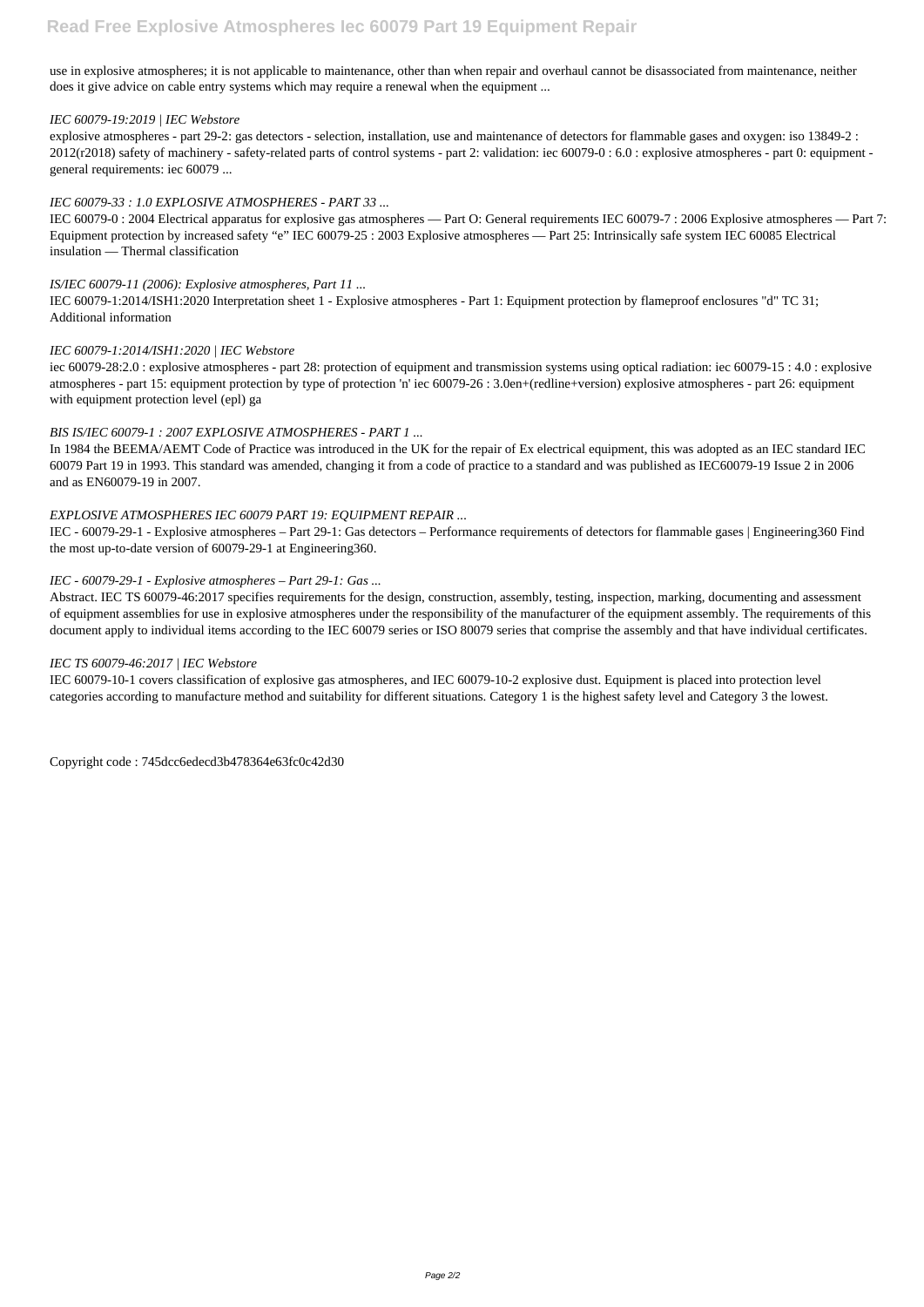use in explosive atmospheres; it is not applicable to maintenance, other than when repair and overhaul cannot be disassociated from maintenance, neither does it give advice on cable entry systems which may require a renewal when the equipment ...

*IEC 60079-19:2019 | IEC Webstore*

explosive atmospheres - part 29-2: gas detectors - selection, installation, use and maintenance of detectors for flammable gases and oxygen: iso 13849-2 : 2012(r2018) safety of machinery - safety-related parts of control systems - part 2: validation: iec 60079-0 : 6.0 : explosive atmospheres - part 0: equipment - general requirements: iec 60079 ...

*IEC 60079-33 : 1.0 EXPLOSIVE ATMOSPHERES - PART 33 ...*

IEC 60079-0 : 2004 Electrical apparatus for explosive gas atmospheres — Part O: General requirements IEC 60079-7 : 2006 Explosive atmospheres — Part 7: Equipment protection by increased safety "e" IEC 60079-25 : 2003 Explosive atmospheres — Part 25: Intrinsically safe system IEC 60085 Electrical insulation — Thermal classification

*IS/IEC 60079-11 (2006): Explosive atmospheres, Part 11 ...*

IEC 60079-1:2014/ISH1:2020 Interpretation sheet 1 - Explosive atmospheres - Part 1: Equipment protection by flameproof enclosures "d" TC 31; Additional information

*IEC 60079-1:2014/ISH1:2020 | IEC Webstore*

iec 60079-28:2.0 : explosive atmospheres - part 28: protection of equipment and transmission systems using optical radiation: iec 60079-15 : 4.0 : explosive atmospheres - part 15: equipment protection by type of protection 'n' iec 60079-26 : 3.0en+(redline+version) explosive atmospheres - part 26: equipment with equipment protection level (epl) ga

*BIS IS/IEC 60079-1 : 2007 EXPLOSIVE ATMOSPHERES - PART 1 ...*

In 1984 the BEEMA/AEMT Code of Practice was introduced in the UK for the repair of Ex electrical equipment, this was adopted as an IEC standard IEC 60079 Part 19 in 1993. This standard was amended, changing it from a code of practice to a standard and was published as IEC60079-19 Issue 2 in 2006 and as EN60079-19 in 2007.

*EXPLOSIVE ATMOSPHERES IEC 60079 PART 19: EQUIPMENT REPAIR ...*

IEC - 60079-29-1 - Explosive atmospheres – Part 29-1: Gas detectors – Performance requirements of detectors for flammable gases | Engineering360 Find the most up-to-date version of 60079-29-1 at Engineering360.

*IEC - 60079-29-1 - Explosive atmospheres – Part 29-1: Gas ...*

Abstract. IEC TS 60079-46:2017 specifies requirements for the design, construction, assembly, testing, inspection, marking, documenting and assessment of equipment assemblies for use in explosive atmospheres under the responsibility of the manufacturer of the equipment assembly. The requirements of this document apply to individual items according to the IEC 60079 series or ISO 80079 series that comprise the assembly and that have individual certificates.

*IEC TS 60079-46:2017 | IEC Webstore*

IEC 60079-10-1 covers classification of explosive gas atmospheres, and IEC 60079-10-2 explosive dust. Equipment is placed into protection level categories according to manufacture method and suitability for different situations. Category 1 is the highest safety level and Category 3 the lowest.

Copyright code : 745dcc6edecd3b478364e63fc0c42d30